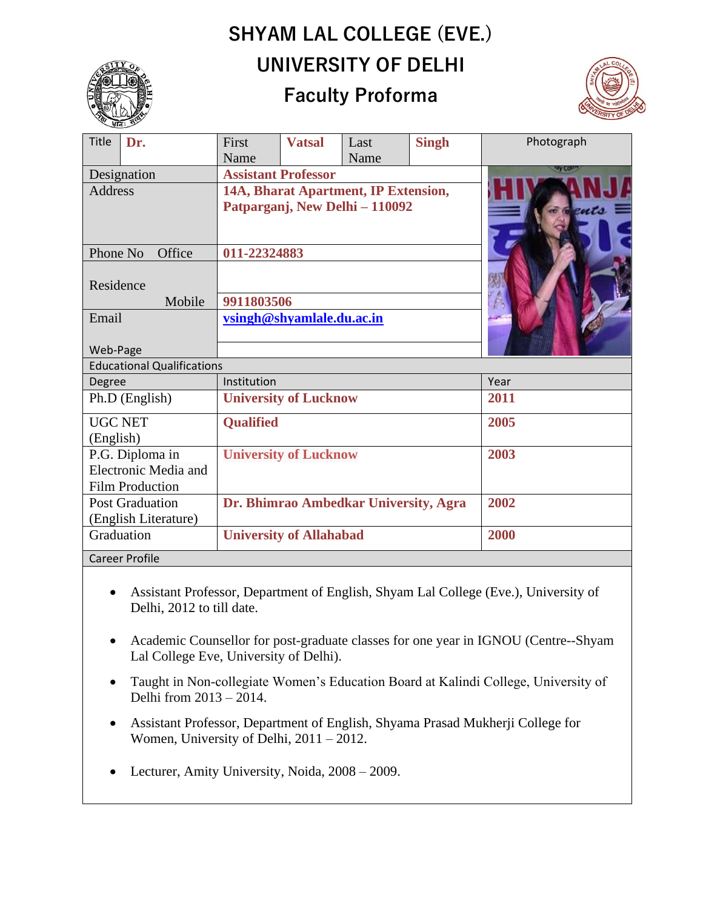# SHYAM LAL COLLEGE (EVE.)

# UNIVERSITY OF DELHI

## Faculty Proforma

| Title | Dr. | First Name | Vatsal | Last Name | Singh | Photograph |
|---|---|---|---|---|---|---|
| Designation | | Assistant Professor | | | | |
| Address | | 14A, Bharat Apartment, IP Extension, Patparganj, New Delhi – 110092 | | | | |
| Phone No Office | | 011-22324883 | | | | |
| Residence | | | | | | |
| Mobile | | 9911803506 | | | | |
| Email | | vsingh@shyamlale.du.ac.in | | | | |
| Web-Page | | | | | | |

**Educational Qualifications**

| Degree | Institution | Year |
|---|---|---|
| Ph.D (English) | University of Lucknow | 2011 |
| UGC NET (English) | Qualified | 2005 |
| P.G. Diploma in Electronic Media and Film Production | University of Lucknow | 2003 |
| Post Graduation (English Literature) | Dr. Bhimrao Ambedkar University, Agra | 2002 |
| Graduation | University of Allahabad | 2000 |

**Career Profile**

- Assistant Professor, Department of English, Shyam Lal College (Eve.), University of Delhi, 2012 to till date.
- Academic Counsellor for post-graduate classes for one year in IGNOU (Centre--Shyam Lal College Eve, University of Delhi).
- Taught in Non-collegiate Women's Education Board at Kalindi College, University of Delhi from 2013 – 2014.
- Assistant Professor, Department of English, Shyama Prasad Mukherji College for Women, University of Delhi, 2011 – 2012.
- Lecturer, Amity University, Noida, 2008 – 2009.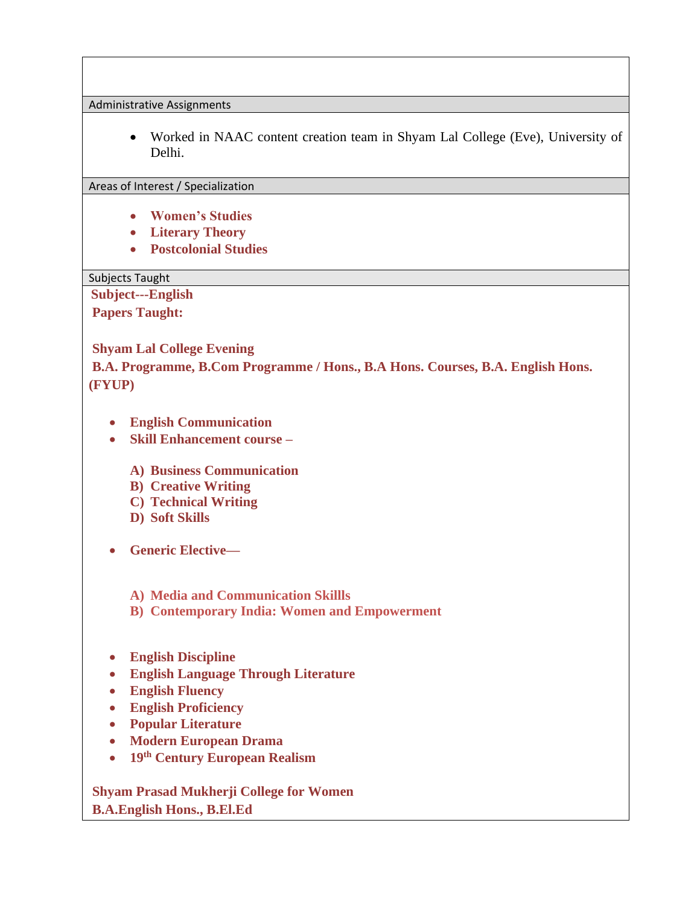## Administrative Assignments

- Worked in NAAC content creation team in Shyam Lal College (Eve), University of Delhi.

## Areas of Interest / Specialization

- **Women's Studies**
- **Literary Theory**
- **Postcolonial Studies**

## Subjects Taught

**Subject---English**

**Papers Taught:**

**Shyam Lal College Evening**

**B.A. Programme, B.Com Programme / Hons., B.A Hons. Courses, B.A. English Hons. (FYUP)**

- **English Communication**
- **Skill Enhancement course –**

  **A) Business Communication**
  **B) Creative Writing**
  **C) Technical Writing**
  **D) Soft Skills**

- **Generic Elective—**

  **A) Media and Communication Skillls**
  **B) Contemporary India: Women and Empowerment**

- **English Discipline**
- **English Language Through Literature**
- **English Fluency**
- **English Proficiency**
- **Popular Literature**
- **Modern European Drama**
- **19th Century European Realism**

**Shyam Prasad Mukherji College for Women**

**B.A.English Hons., B.El.Ed**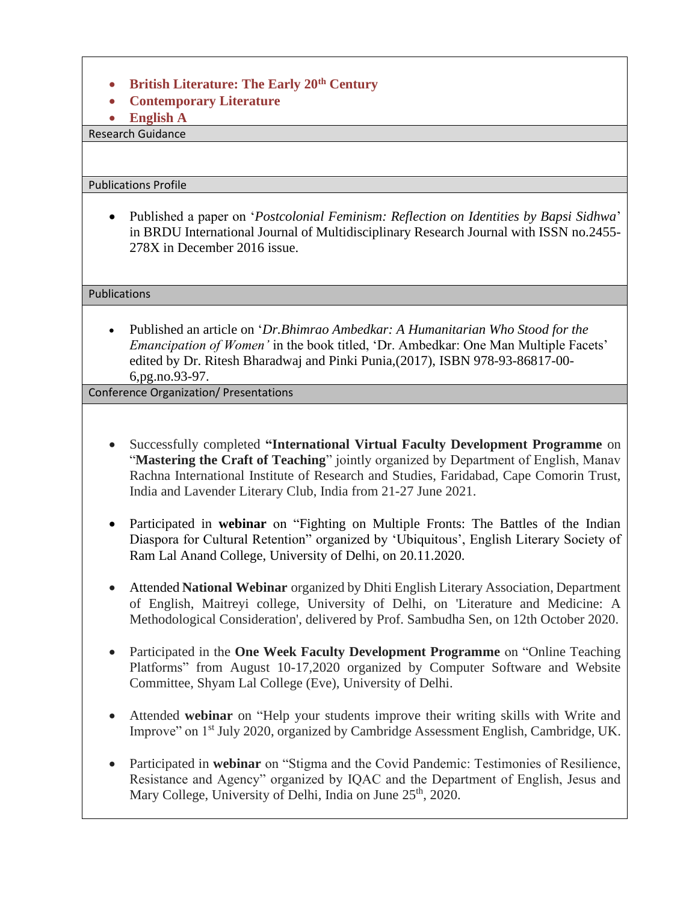- **British Literature: The Early 20th Century**
- **Contemporary Literature**
- **English A**

## Research Guidance

## Publications Profile

- Published a paper on '*Postcolonial Feminism: Reflection on Identities by Bapsi Sidhwa*' in BRDU International Journal of Multidisciplinary Research Journal with ISSN no.2455-278X in December 2016 issue.

## Publications

- Published an article on '*Dr.Bhimrao Ambedkar: A Humanitarian Who Stood for the Emancipation of Women'* in the book titled, 'Dr. Ambedkar: One Man Multiple Facets' edited by Dr. Ritesh Bharadwaj and Pinki Punia,(2017), ISBN 978-93-86817-00-6,pg.no.93-97.

## Conference Organization/ Presentations

- Successfully completed **"International Virtual Faculty Development Programme** on "**Mastering the Craft of Teaching**" jointly organized by Department of English, Manav Rachna International Institute of Research and Studies, Faridabad, Cape Comorin Trust, India and Lavender Literary Club, India from 21-27 June 2021.

- Participated in **webinar** on "Fighting on Multiple Fronts: The Battles of the Indian Diaspora for Cultural Retention" organized by 'Ubiquitous', English Literary Society of Ram Lal Anand College, University of Delhi, on 20.11.2020.

- Attended **National Webinar** organized by Dhiti English Literary Association, Department of English, Maitreyi college, University of Delhi, on 'Literature and Medicine: A Methodological Consideration', delivered by Prof. Sambudha Sen, on 12th October 2020.

- Participated in the **One Week Faculty Development Programme** on "Online Teaching Platforms" from August 10-17,2020 organized by Computer Software and Website Committee, Shyam Lal College (Eve), University of Delhi.

- Attended **webinar** on "Help your students improve their writing skills with Write and Improve" on 1st July 2020, organized by Cambridge Assessment English, Cambridge, UK.

- Participated in **webinar** on "Stigma and the Covid Pandemic: Testimonies of Resilience, Resistance and Agency" organized by IQAC and the Department of English, Jesus and Mary College, University of Delhi, India on June 25th, 2020.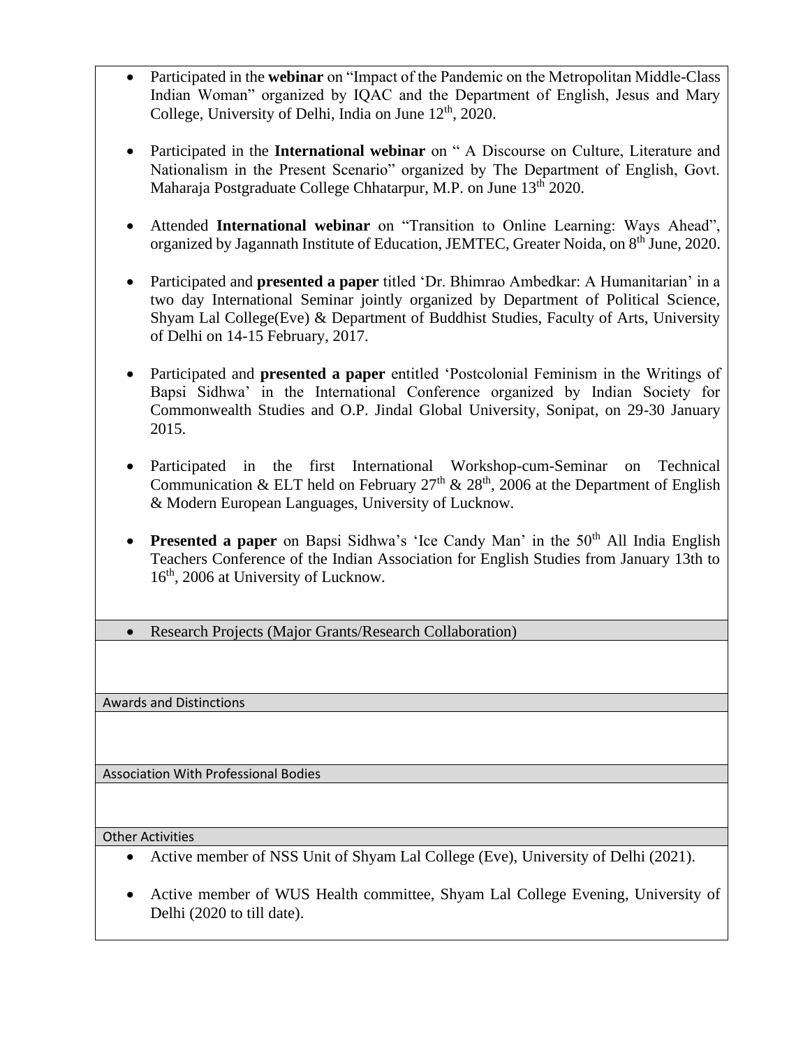- Participated in the **webinar** on "Impact of the Pandemic on the Metropolitan Middle-Class Indian Woman" organized by IQAC and the Department of English, Jesus and Mary College, University of Delhi, India on June 12th, 2020.

- Participated in the **International webinar** on " A Discourse on Culture, Literature and Nationalism in the Present Scenario" organized by The Department of English, Govt. Maharaja Postgraduate College Chhatarpur, M.P. on June 13th 2020.

- Attended **International webinar** on "Transition to Online Learning: Ways Ahead", organized by Jagannath Institute of Education, JEMTEC, Greater Noida, on 8th June, 2020.

- Participated and **presented a paper** titled 'Dr. Bhimrao Ambedkar: A Humanitarian' in a two day International Seminar jointly organized by Department of Political Science, Shyam Lal College(Eve) & Department of Buddhist Studies, Faculty of Arts, University of Delhi on 14-15 February, 2017.

- Participated and **presented a paper** entitled 'Postcolonial Feminism in the Writings of Bapsi Sidhwa' in the International Conference organized by Indian Society for Commonwealth Studies and O.P. Jindal Global University, Sonipat, on 29-30 January 2015.

- Participated in the first International Workshop-cum-Seminar on Technical Communication & ELT held on February 27th & 28th, 2006 at the Department of English & Modern European Languages, University of Lucknow.

- **Presented a paper** on Bapsi Sidhwa's 'Ice Candy Man' in the 50th All India English Teachers Conference of the Indian Association for English Studies from January 13th to 16th, 2006 at University of Lucknow.

- Research Projects (Major Grants/Research Collaboration)

Awards and Distinctions

Association With Professional Bodies

Other Activities

- Active member of NSS Unit of Shyam Lal College (Eve), University of Delhi (2021).

- Active member of WUS Health committee, Shyam Lal College Evening, University of Delhi (2020 to till date).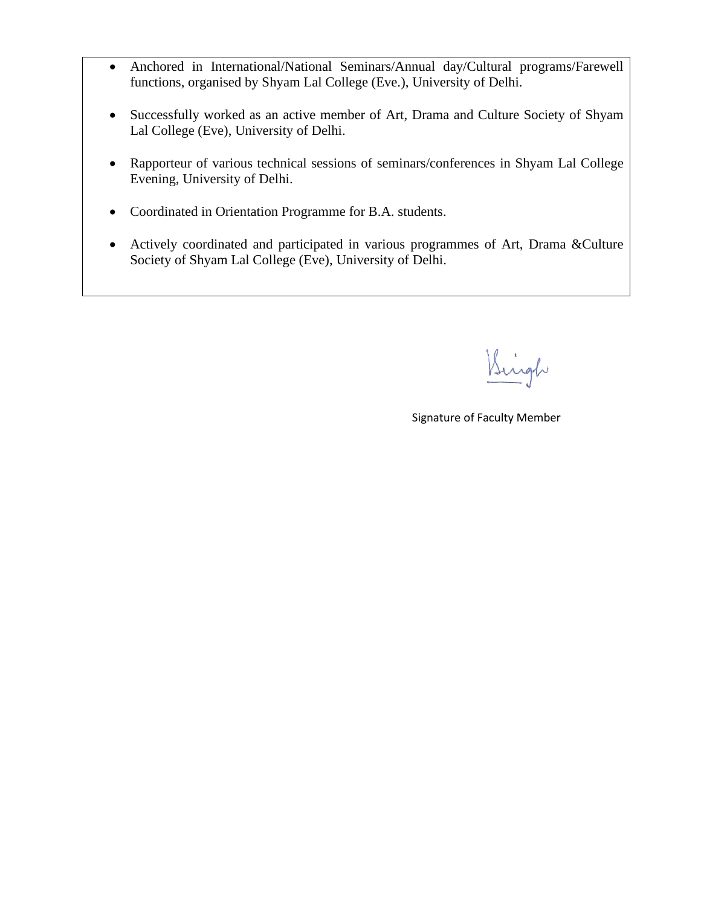- Anchored in International/National Seminars/Annual day/Cultural programs/Farewell functions, organised by Shyam Lal College (Eve.), University of Delhi.

- Successfully worked as an active member of Art, Drama and Culture Society of Shyam Lal College (Eve), University of Delhi.

- Rapporteur of various technical sessions of seminars/conferences in Shyam Lal College Evening, University of Delhi.

- Coordinated in Orientation Programme for B.A. students.

- Actively coordinated and participated in various programmes of Art, Drama &Culture Society of Shyam Lal College (Eve), University of Delhi.

Singh

Signature of Faculty Member